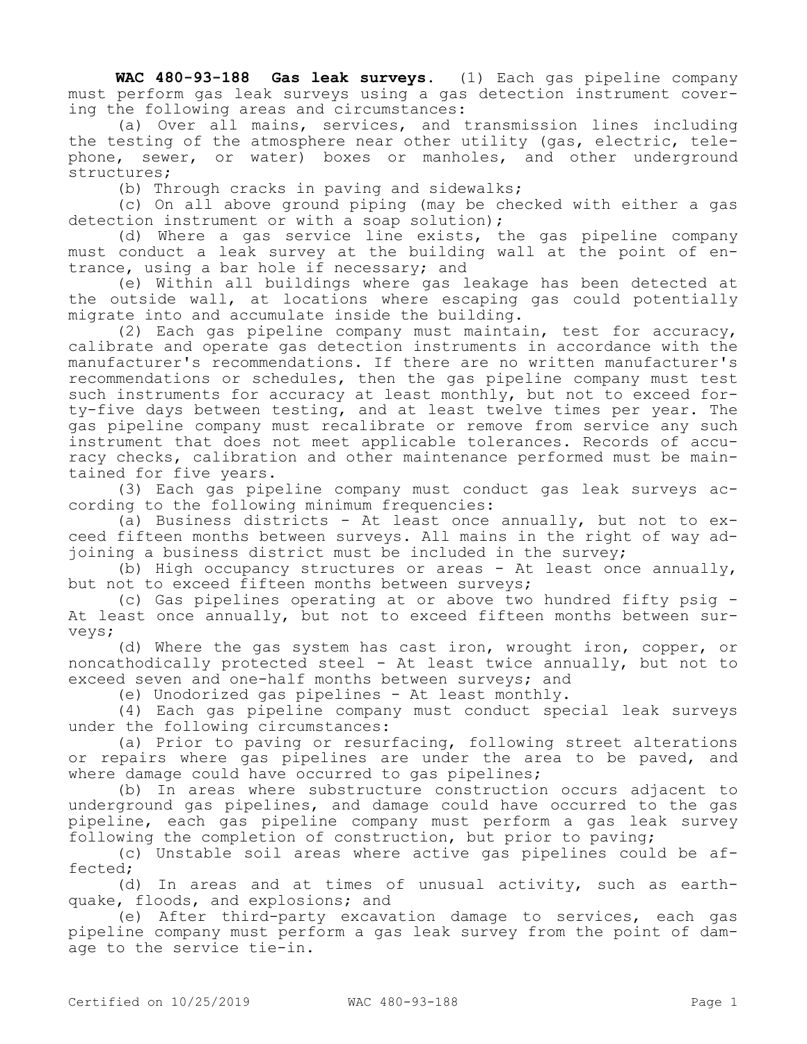**WAC 480-93-188 Gas leak surveys.** (1) Each gas pipeline company must perform gas leak surveys using a gas detection instrument covering the following areas and circumstances:

(a) Over all mains, services, and transmission lines including the testing of the atmosphere near other utility (gas, electric, telephone, sewer, or water) boxes or manholes, and other underground structures;

(b) Through cracks in paving and sidewalks;

(c) On all above ground piping (may be checked with either a gas detection instrument or with a soap solution);

(d) Where a gas service line exists, the gas pipeline company must conduct a leak survey at the building wall at the point of entrance, using a bar hole if necessary; and

(e) Within all buildings where gas leakage has been detected at the outside wall, at locations where escaping gas could potentially migrate into and accumulate inside the building.

(2) Each gas pipeline company must maintain, test for accuracy, calibrate and operate gas detection instruments in accordance with the manufacturer's recommendations. If there are no written manufacturer's recommendations or schedules, then the gas pipeline company must test such instruments for accuracy at least monthly, but not to exceed forty-five days between testing, and at least twelve times per year. The gas pipeline company must recalibrate or remove from service any such instrument that does not meet applicable tolerances. Records of accuracy checks, calibration and other maintenance performed must be maintained for five years.

(3) Each gas pipeline company must conduct gas leak surveys according to the following minimum frequencies:

(a) Business districts - At least once annually, but not to exceed fifteen months between surveys. All mains in the right of way adjoining a business district must be included in the survey;

(b) High occupancy structures or areas - At least once annually, but not to exceed fifteen months between surveys;

(c) Gas pipelines operating at or above two hundred fifty psig - At least once annually, but not to exceed fifteen months between surveys;

(d) Where the gas system has cast iron, wrought iron, copper, or noncathodically protected steel - At least twice annually, but not to exceed seven and one-half months between surveys; and

(e) Unodorized gas pipelines - At least monthly.

(4) Each gas pipeline company must conduct special leak surveys under the following circumstances:

(a) Prior to paving or resurfacing, following street alterations or repairs where gas pipelines are under the area to be paved, and where damage could have occurred to gas pipelines;

(b) In areas where substructure construction occurs adjacent to underground gas pipelines, and damage could have occurred to the gas pipeline, each gas pipeline company must perform a gas leak survey following the completion of construction, but prior to paving;

(c) Unstable soil areas where active gas pipelines could be affected;

(d) In areas and at times of unusual activity, such as earthquake, floods, and explosions; and

(e) After third-party excavation damage to services, each gas pipeline company must perform a gas leak survey from the point of damage to the service tie-in.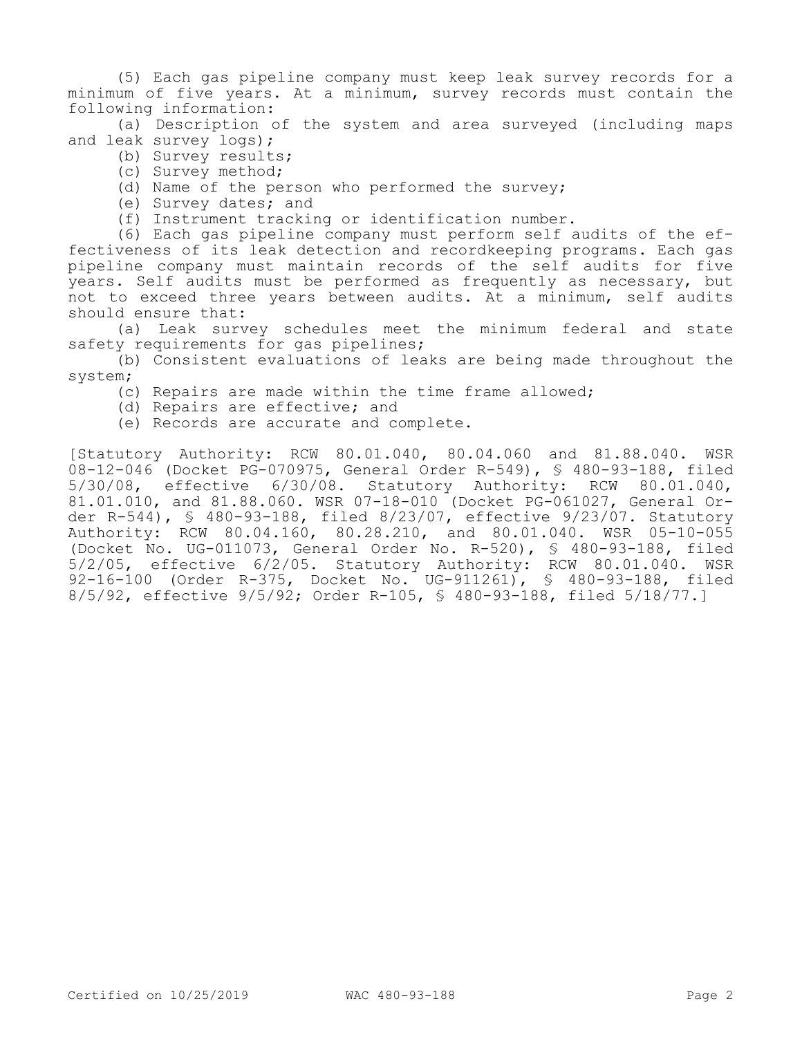(5) Each gas pipeline company must keep leak survey records for a minimum of five years. At a minimum, survey records must contain the following information:

(a) Description of the system and area surveyed (including maps and leak survey logs);

(b) Survey results;

(c) Survey method;

(d) Name of the person who performed the survey;

(e) Survey dates; and

(f) Instrument tracking or identification number.

(6) Each gas pipeline company must perform self audits of the effectiveness of its leak detection and recordkeeping programs. Each gas pipeline company must maintain records of the self audits for five years. Self audits must be performed as frequently as necessary, but not to exceed three years between audits. At a minimum, self audits should ensure that:

(a) Leak survey schedules meet the minimum federal and state safety requirements for gas pipelines;

(b) Consistent evaluations of leaks are being made throughout the system;

(c) Repairs are made within the time frame allowed;

(d) Repairs are effective; and

(e) Records are accurate and complete.

[Statutory Authority: RCW 80.01.040, 80.04.060 and 81.88.040. WSR 08-12-046 (Docket PG-070975, General Order R-549), § 480-93-188, filed 5/30/08, effective 6/30/08. Statutory Authority: RCW 80.01.040, 81.01.010, and 81.88.060. WSR 07-18-010 (Docket PG-061027, General Order R-544), § 480-93-188, filed 8/23/07, effective 9/23/07. Statutory Authority: RCW 80.04.160, 80.28.210, and 80.01.040. WSR 05-10-055 (Docket No. UG-011073, General Order No. R-520), § 480-93-188, filed 5/2/05, effective 6/2/05. Statutory Authority: RCW 80.01.040. WSR 92-16-100 (Order R-375, Docket No. UG-911261), § 480-93-188, filed 8/5/92, effective 9/5/92; Order R-105, § 480-93-188, filed 5/18/77.]